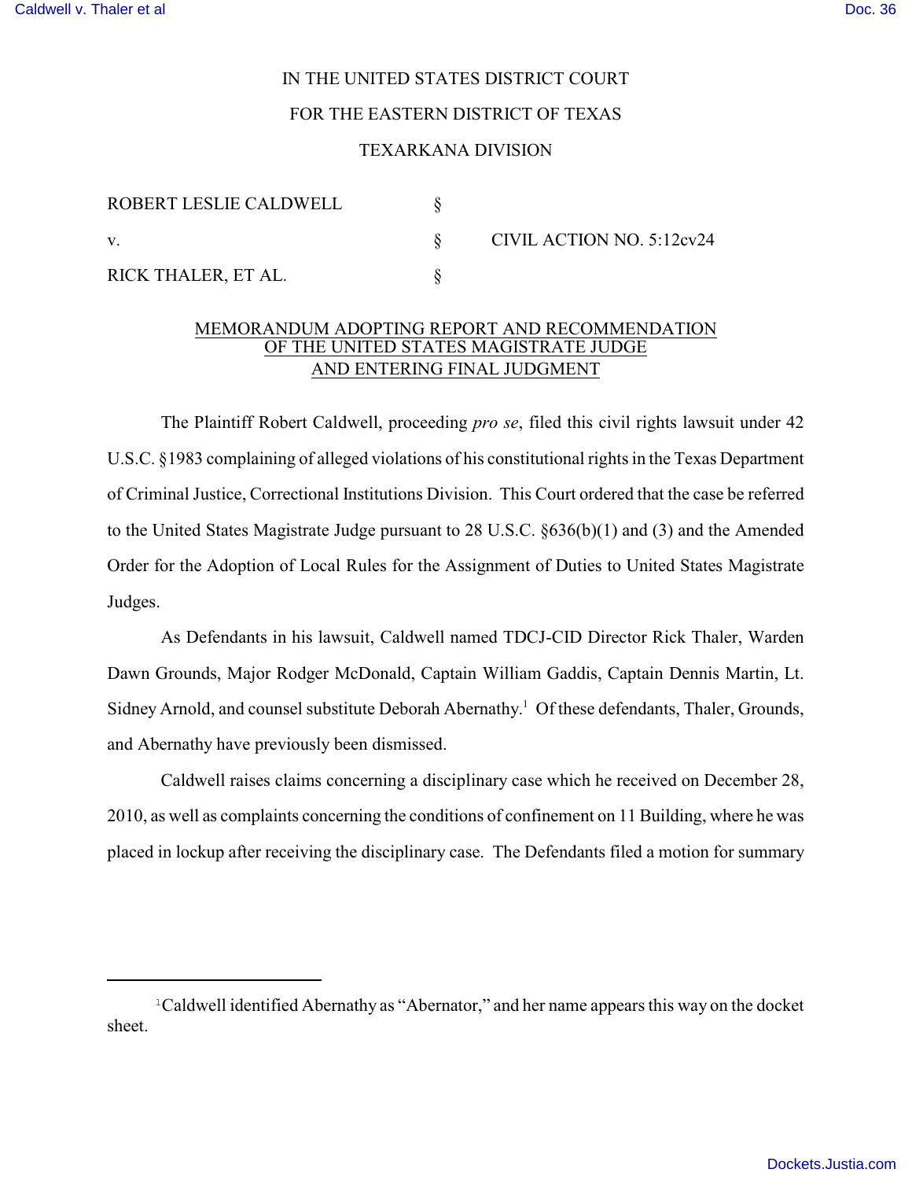IN THE UNITED STATES DISTRICT COURT

FOR THE EASTERN DISTRICT OF TEXAS

TEXARKANA DIVISION

| | | |
|---|---|---|
| ROBERT LESLIE CALDWELL | § | |
| v. | § | CIVIL ACTION NO. 5:12cv24 |
| RICK THALER, ET AL. | § | |

MEMORANDUM ADOPTING REPORT AND RECOMMENDATION OF THE UNITED STATES MAGISTRATE JUDGE AND ENTERING FINAL JUDGMENT

The Plaintiff Robert Caldwell, proceeding *pro se*, filed this civil rights lawsuit under 42 U.S.C. §1983 complaining of alleged violations of his constitutional rights in the Texas Department of Criminal Justice, Correctional Institutions Division. This Court ordered that the case be referred to the United States Magistrate Judge pursuant to 28 U.S.C. §636(b)(1) and (3) and the Amended Order for the Adoption of Local Rules for the Assignment of Duties to United States Magistrate Judges.

As Defendants in his lawsuit, Caldwell named TDCJ-CID Director Rick Thaler, Warden Dawn Grounds, Major Rodger McDonald, Captain William Gaddis, Captain Dennis Martin, Lt. Sidney Arnold, and counsel substitute Deborah Abernathy.[1] Of these defendants, Thaler, Grounds, and Abernathy have previously been dismissed.

Caldwell raises claims concerning a disciplinary case which he received on December 28, 2010, as well as complaints concerning the conditions of confinement on 11 Building, where he was placed in lockup after receiving the disciplinary case. The Defendants filed a motion for summary

[1] Caldwell identified Abernathy as "Abernator," and her name appears this way on the docket sheet.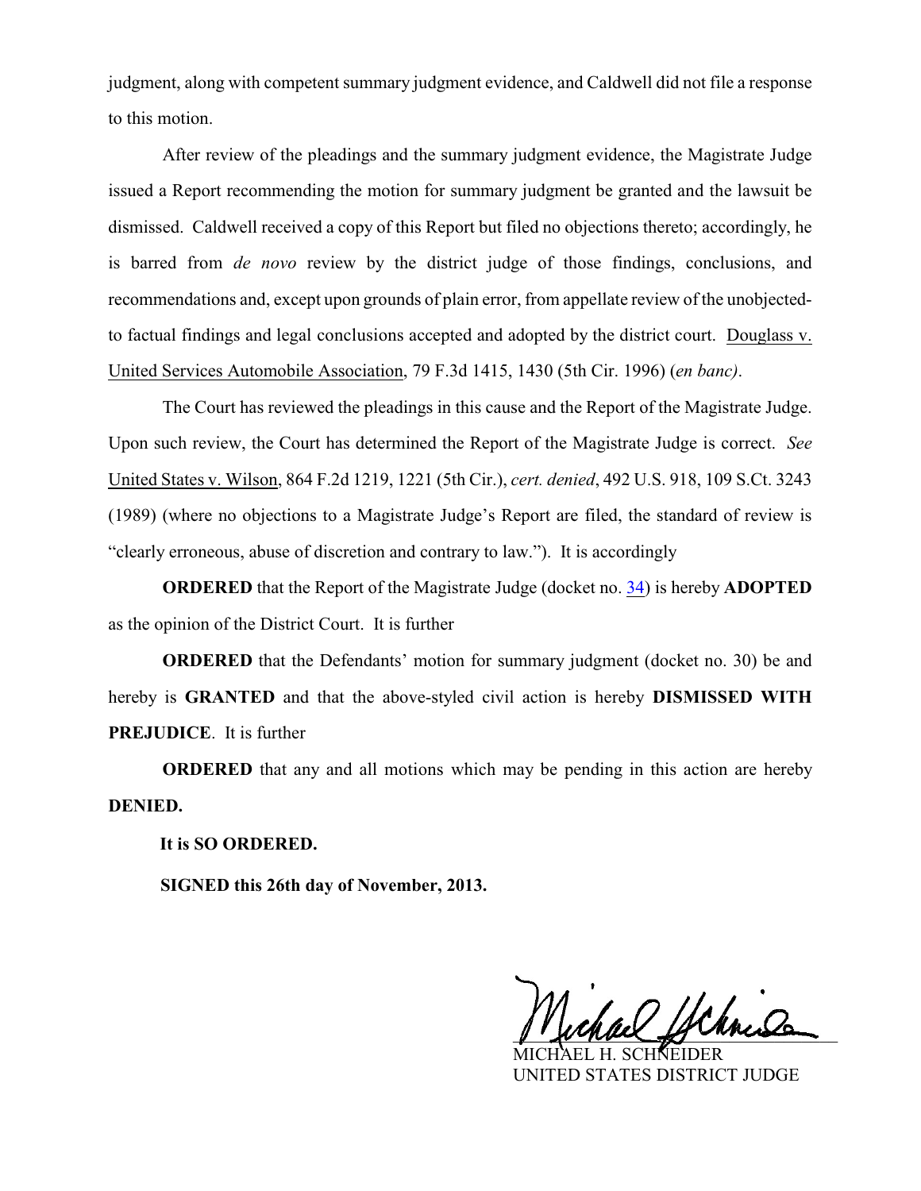judgment, along with competent summary judgment evidence, and Caldwell did not file a response to this motion.

After review of the pleadings and the summary judgment evidence, the Magistrate Judge issued a Report recommending the motion for summary judgment be granted and the lawsuit be dismissed. Caldwell received a copy of this Report but filed no objections thereto; accordingly, he is barred from *de novo* review by the district judge of those findings, conclusions, and recommendations and, except upon grounds of plain error, from appellate review of the unobjected-to factual findings and legal conclusions accepted and adopted by the district court. Douglass v. United Services Automobile Association, 79 F.3d 1415, 1430 (5th Cir. 1996) (*en banc)*.

The Court has reviewed the pleadings in this cause and the Report of the Magistrate Judge. Upon such review, the Court has determined the Report of the Magistrate Judge is correct. *See* United States v. Wilson, 864 F.2d 1219, 1221 (5th Cir.), *cert. denied*, 492 U.S. 918, 109 S.Ct. 3243 (1989) (where no objections to a Magistrate Judge's Report are filed, the standard of review is "clearly erroneous, abuse of discretion and contrary to law."). It is accordingly

**ORDERED** that the Report of the Magistrate Judge (docket no. 34) is hereby **ADOPTED** as the opinion of the District Court. It is further

**ORDERED** that the Defendants' motion for summary judgment (docket no. 30) be and hereby is **GRANTED** and that the above-styled civil action is hereby **DISMISSED WITH PREJUDICE**. It is further

**ORDERED** that any and all motions which may be pending in this action are hereby **DENIED.**

**It is SO ORDERED.**

**SIGNED this 26th day of November, 2013.**

MICHAEL H. SCHNEIDER
UNITED STATES DISTRICT JUDGE